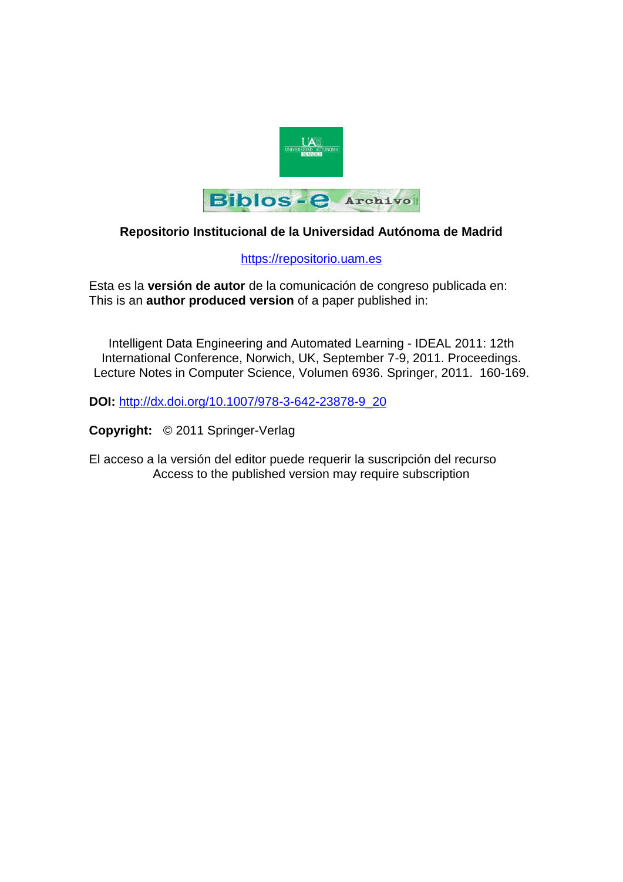**Repositorio Institucional de la Universidad Autónoma de Madrid**

https://repositorio.uam.es

Esta es la **versión de autor** de la comunicación de congreso publicada en:
This is an **author produced version** of a paper published in:

Intelligent Data Engineering and Automated Learning - IDEAL 2011: 12th International Conference, Norwich, UK, September 7-9, 2011. Proceedings. Lecture Notes in Computer Science, Volumen 6936. Springer, 2011. 160-169.

**DOI:** http://dx.doi.org/10.1007/978-3-642-23878-9_20

**Copyright:** © 2011 Springer-Verlag

El acceso a la versión del editor puede requerir la suscripción del recurso
Access to the published version may require subscription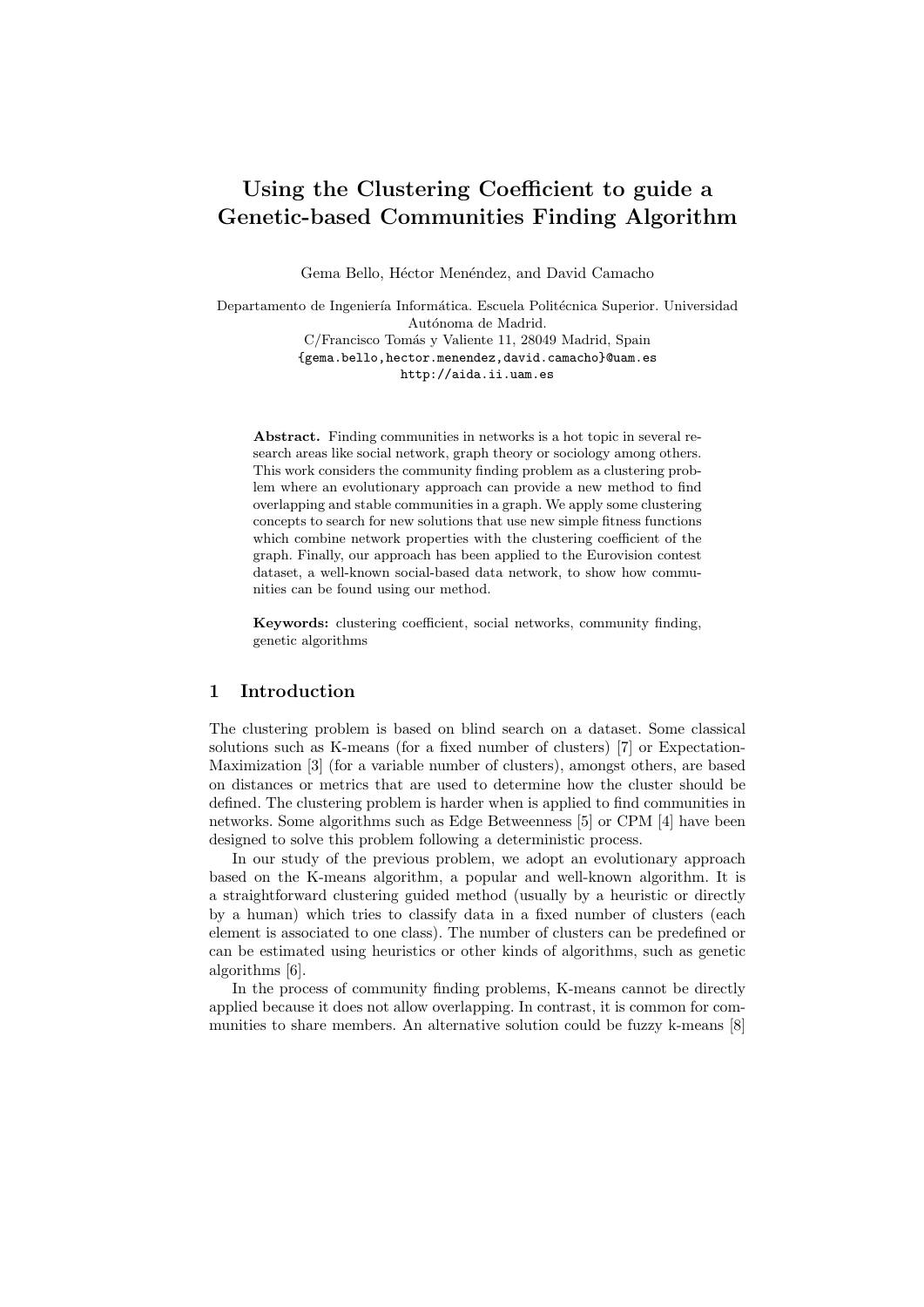# Using the Clustering Coefficient to guide a Genetic-based Communities Finding Algorithm

Gema Bello, Héctor Menéndez, and David Camacho

Departamento de Ingeniería Informática. Escuela Politécnica Superior. Universidad Autónoma de Madrid.
C/Francisco Tomás y Valiente 11, 28049 Madrid, Spain
{gema.bello,hector.menendez,david.camacho}@uam.es
http://aida.ii.uam.es

**Abstract.** Finding communities in networks is a hot topic in several research areas like social network, graph theory or sociology among others. This work considers the community finding problem as a clustering problem where an evolutionary approach can provide a new method to find overlapping and stable communities in a graph. We apply some clustering concepts to search for new solutions that use new simple fitness functions which combine network properties with the clustering coefficient of the graph. Finally, our approach has been applied to the Eurovision contest dataset, a well-known social-based data network, to show how communities can be found using our method.

**Keywords:** clustering coefficient, social networks, community finding, genetic algorithms

## 1 Introduction

The clustering problem is based on blind search on a dataset. Some classical solutions such as K-means (for a fixed number of clusters) [7] or Expectation-Maximization [3] (for a variable number of clusters), amongst others, are based on distances or metrics that are used to determine how the cluster should be defined. The clustering problem is harder when is applied to find communities in networks. Some algorithms such as Edge Betweenness [5] or CPM [4] have been designed to solve this problem following a deterministic process.

In our study of the previous problem, we adopt an evolutionary approach based on the K-means algorithm, a popular and well-known algorithm. It is a straightforward clustering guided method (usually by a heuristic or directly by a human) which tries to classify data in a fixed number of clusters (each element is associated to one class). The number of clusters can be predefined or can be estimated using heuristics or other kinds of algorithms, such as genetic algorithms [6].

In the process of community finding problems, K-means cannot be directly applied because it does not allow overlapping. In contrast, it is common for communities to share members. An alternative solution could be fuzzy k-means [8]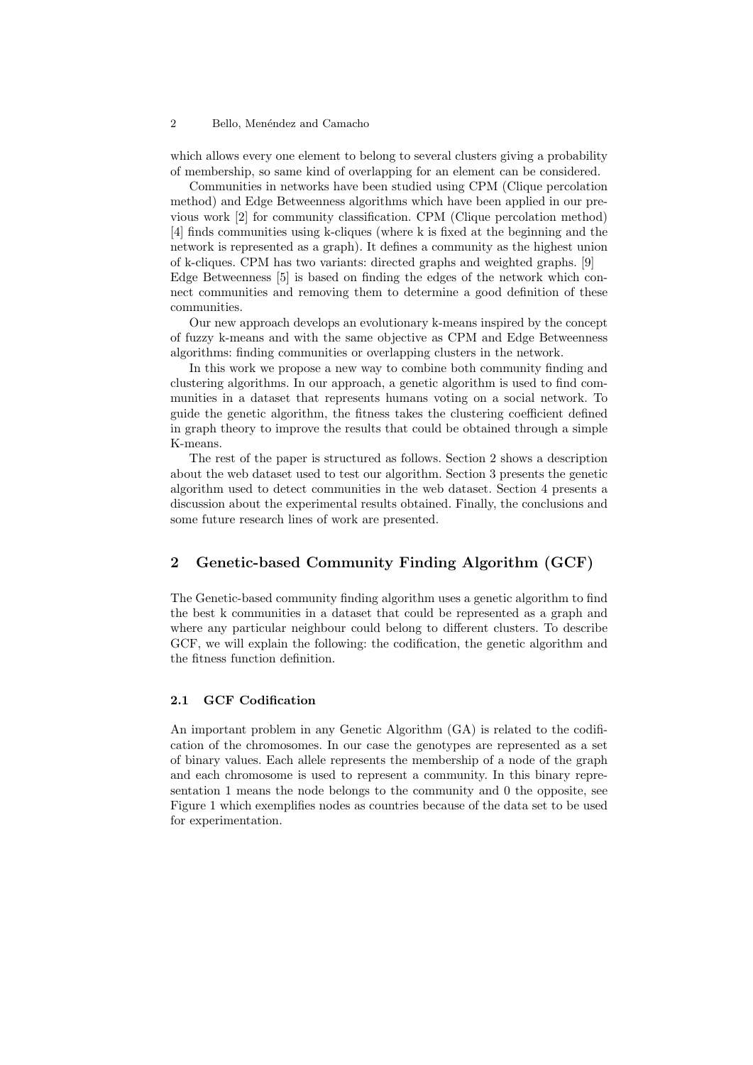which allows every one element to belong to several clusters giving a probability of membership, so same kind of overlapping for an element can be considered.

Communities in networks have been studied using CPM (Clique percolation method) and Edge Betweenness algorithms which have been applied in our previous work [2] for community classification. CPM (Clique percolation method) [4] finds communities using k-cliques (where k is fixed at the beginning and the network is represented as a graph). It defines a community as the highest union of k-cliques. CPM has two variants: directed graphs and weighted graphs. [9] Edge Betweenness [5] is based on finding the edges of the network which connect communities and removing them to determine a good definition of these communities.

Our new approach develops an evolutionary k-means inspired by the concept of fuzzy k-means and with the same objective as CPM and Edge Betweenness algorithms: finding communities or overlapping clusters in the network.

In this work we propose a new way to combine both community finding and clustering algorithms. In our approach, a genetic algorithm is used to find communities in a dataset that represents humans voting on a social network. To guide the genetic algorithm, the fitness takes the clustering coefficient defined in graph theory to improve the results that could be obtained through a simple K-means.

The rest of the paper is structured as follows. Section 2 shows a description about the web dataset used to test our algorithm. Section 3 presents the genetic algorithm used to detect communities in the web dataset. Section 4 presents a discussion about the experimental results obtained. Finally, the conclusions and some future research lines of work are presented.

## 2 Genetic-based Community Finding Algorithm (GCF)

The Genetic-based community finding algorithm uses a genetic algorithm to find the best k communities in a dataset that could be represented as a graph and where any particular neighbour could belong to different clusters. To describe GCF, we will explain the following: the codification, the genetic algorithm and the fitness function definition.

### 2.1 GCF Codification

An important problem in any Genetic Algorithm (GA) is related to the codification of the chromosomes. In our case the genotypes are represented as a set of binary values. Each allele represents the membership of a node of the graph and each chromosome is used to represent a community. In this binary representation 1 means the node belongs to the community and 0 the opposite, see Figure 1 which exemplifies nodes as countries because of the data set to be used for experimentation.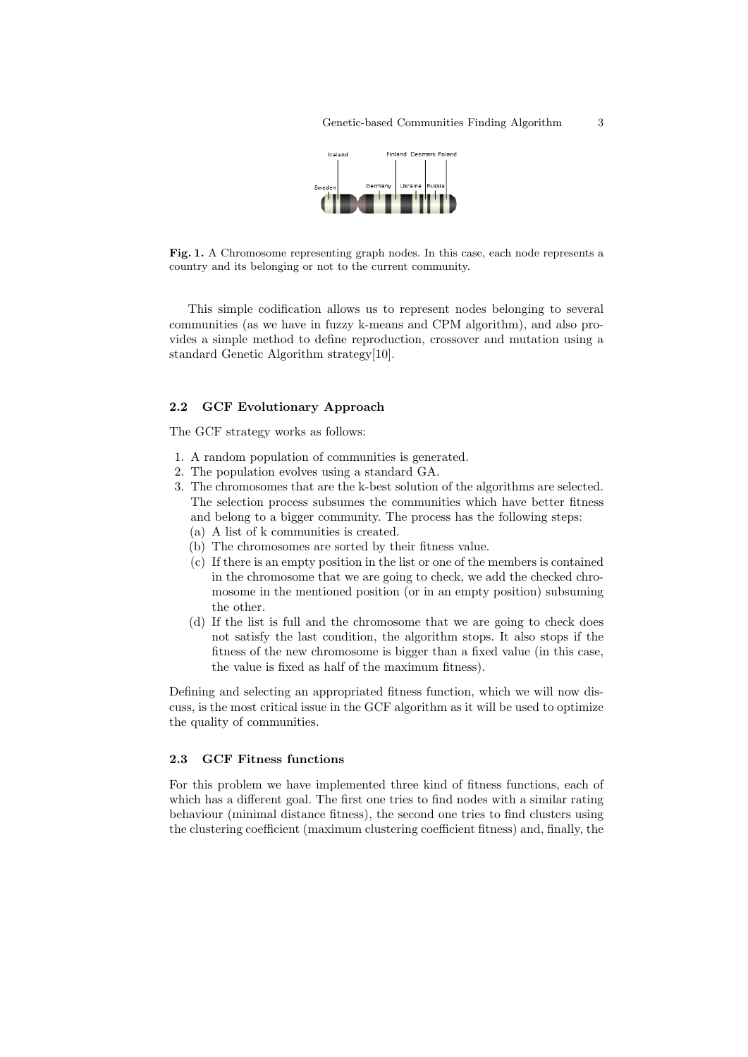Fig. 1. A Chromosome representing graph nodes. In this case, each node represents a country and its belonging or not to the current community.

This simple codification allows us to represent nodes belonging to several communities (as we have in fuzzy k-means and CPM algorithm), and also provides a simple method to define reproduction, crossover and mutation using a standard Genetic Algorithm strategy[10].

### 2.2 GCF Evolutionary Approach

The GCF strategy works as follows:

1. A random population of communities is generated.
2. The population evolves using a standard GA.
3. The chromosomes that are the k-best solution of the algorithms are selected. The selection process subsumes the communities which have better fitness and belong to a bigger community. The process has the following steps:
   (a) A list of k communities is created.
   (b) The chromosomes are sorted by their fitness value.
   (c) If there is an empty position in the list or one of the members is contained in the chromosome that we are going to check, we add the checked chromosome in the mentioned position (or in an empty position) subsuming the other.
   (d) If the list is full and the chromosome that we are going to check does not satisfy the last condition, the algorithm stops. It also stops if the fitness of the new chromosome is bigger than a fixed value (in this case, the value is fixed as half of the maximum fitness).

Defining and selecting an appropriated fitness function, which we will now discuss, is the most critical issue in the GCF algorithm as it will be used to optimize the quality of communities.

### 2.3 GCF Fitness functions

For this problem we have implemented three kind of fitness functions, each of which has a different goal. The first one tries to find nodes with a similar rating behaviour (minimal distance fitness), the second one tries to find clusters using the clustering coefficient (maximum clustering coefficient fitness) and, finally, the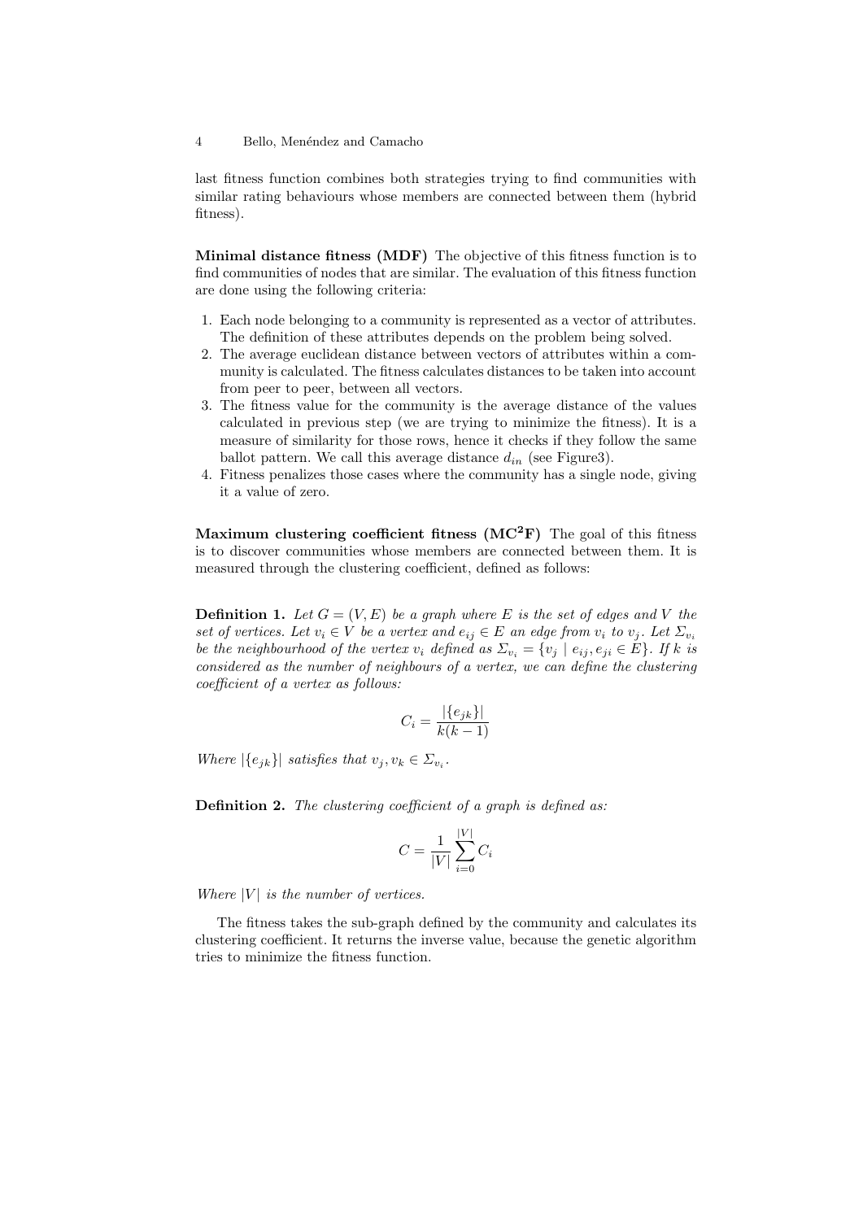last fitness function combines both strategies trying to find communities with similar rating behaviours whose members are connected between them (hybrid fitness).

**Minimal distance fitness (MDF)** The objective of this fitness function is to find communities of nodes that are similar. The evaluation of this fitness function are done using the following criteria:

1. Each node belonging to a community is represented as a vector of attributes. The definition of these attributes depends on the problem being solved.
2. The average euclidean distance between vectors of attributes within a community is calculated. The fitness calculates distances to be taken into account from peer to peer, between all vectors.
3. The fitness value for the community is the average distance of the values calculated in previous step (we are trying to minimize the fitness). It is a measure of similarity for those rows, hence it checks if they follow the same ballot pattern. We call this average distance $d_{in}$ (see Figure3).
4. Fitness penalizes those cases where the community has a single node, giving it a value of zero.

**Maximum clustering coefficient fitness (MC²F)** The goal of this fitness is to discover communities whose members are connected between them. It is measured through the clustering coefficient, defined as follows:

**Definition 1.** *Let $G = (V, E)$ be a graph where $E$ is the set of edges and $V$ the set of vertices. Let $v_i \in V$ be a vertex and $e_{ij} \in E$ an edge from $v_i$ to $v_j$. Let $\Sigma_{v_i}$ be the neighbourhood of the vertex $v_i$ defined as $\Sigma_{v_i} = \{v_j \mid e_{ij}, e_{ji} \in E\}$. If $k$ is considered as the number of neighbours of a vertex, we can define the clustering coefficient of a vertex as follows:*

$$C_i = \frac{|\{e_{jk}\}|}{k(k-1)}$$

*Where $|\{e_{jk}\}|$ satisfies that $v_j, v_k \in \Sigma_{v_i}$.*

**Definition 2.** *The clustering coefficient of a graph is defined as:*

$$C = \frac{1}{|V|} \sum_{i=0}^{|V|} C_i$$

*Where $|V|$ is the number of vertices.*

The fitness takes the sub-graph defined by the community and calculates its clustering coefficient. It returns the inverse value, because the genetic algorithm tries to minimize the fitness function.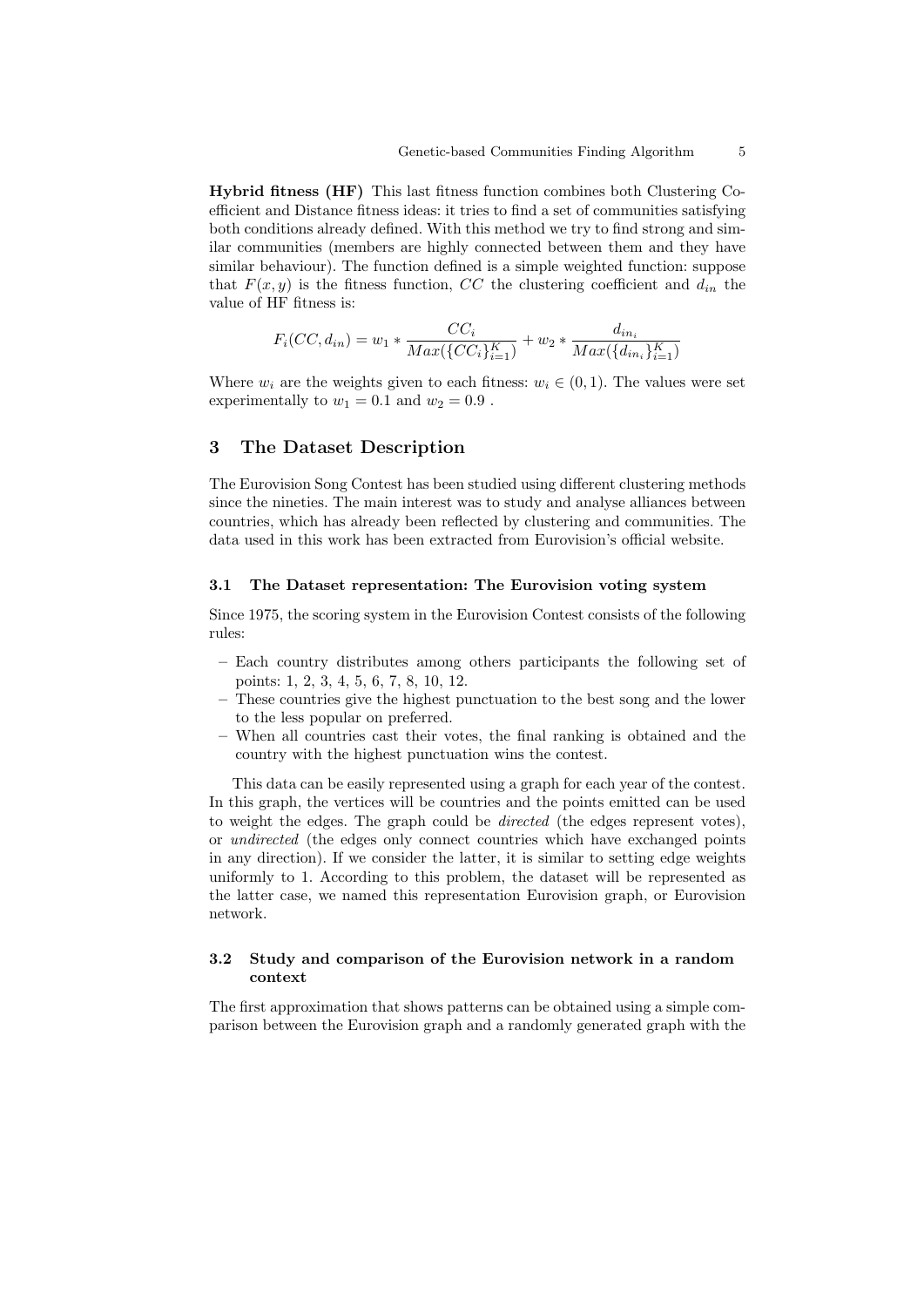**Hybrid fitness (HF)** This last fitness function combines both Clustering Coefficient and Distance fitness ideas: it tries to find a set of communities satisfying both conditions already defined. With this method we try to find strong and similar communities (members are highly connected between them and they have similar behaviour). The function defined is a simple weighted function: suppose that $F(x, y)$ is the fitness function, $CC$ the clustering coefficient and $d_{in}$ the value of HF fitness is:

$$F_i(CC, d_{in}) = w_1 * \frac{CC_i}{Max(\{CC_i\}_{i=1}^{K})} + w_2 * \frac{d_{in_i}}{Max(\{d_{in_i}\}_{i=1}^{K})}$$

Where $w_i$ are the weights given to each fitness: $w_i \in (0, 1)$. The values were set experimentally to $w_1 = 0.1$ and $w_2 = 0.9$ .

## 3 The Dataset Description

The Eurovision Song Contest has been studied using different clustering methods since the nineties. The main interest was to study and analyse alliances between countries, which has already been reflected by clustering and communities. The data used in this work has been extracted from Eurovision's official website.

### 3.1 The Dataset representation: The Eurovision voting system

Since 1975, the scoring system in the Eurovision Contest consists of the following rules:

- Each country distributes among others participants the following set of points: 1, 2, 3, 4, 5, 6, 7, 8, 10, 12.
- These countries give the highest punctuation to the best song and the lower to the less popular on preferred.
- When all countries cast their votes, the final ranking is obtained and the country with the highest punctuation wins the contest.

This data can be easily represented using a graph for each year of the contest. In this graph, the vertices will be countries and the points emitted can be used to weight the edges. The graph could be *directed* (the edges represent votes), or *undirected* (the edges only connect countries which have exchanged points in any direction). If we consider the latter, it is similar to setting edge weights uniformly to 1. According to this problem, the dataset will be represented as the latter case, we named this representation Eurovision graph, or Eurovision network.

### 3.2 Study and comparison of the Eurovision network in a random context

The first approximation that shows patterns can be obtained using a simple comparison between the Eurovision graph and a randomly generated graph with the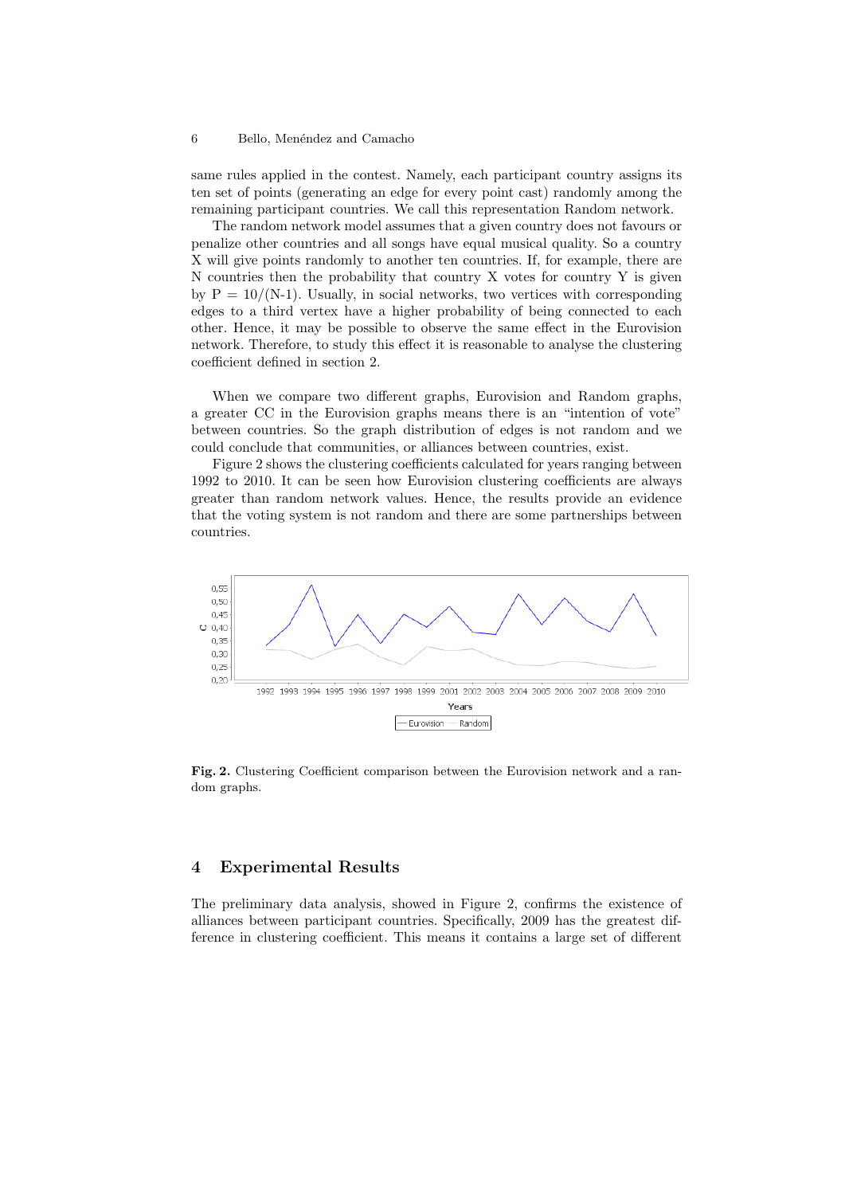same rules applied in the contest. Namely, each participant country assigns its ten set of points (generating an edge for every point cast) randomly among the remaining participant countries. We call this representation Random network.

The random network model assumes that a given country does not favours or penalize other countries and all songs have equal musical quality. So a country X will give points randomly to another ten countries. If, for example, there are N countries then the probability that country X votes for country Y is given by $P = 10/(N-1)$. Usually, in social networks, two vertices with corresponding edges to a third vertex have a higher probability of being connected to each other. Hence, it may be possible to observe the same effect in the Eurovision network. Therefore, to study this effect it is reasonable to analyse the clustering coefficient defined in section 2.

When we compare two different graphs, Eurovision and Random graphs, a greater CC in the Eurovision graphs means there is an "intention of vote" between countries. So the graph distribution of edges is not random and we could conclude that communities, or alliances between countries, exist.

Figure 2 shows the clustering coefficients calculated for years ranging between 1992 to 2010. It can be seen how Eurovision clustering coefficients are always greater than random network values. Hence, the results provide an evidence that the voting system is not random and there are some partnerships between countries.

**Fig. 2.** Clustering Coefficient comparison between the Eurovision network and a random graphs.

## 4 Experimental Results

The preliminary data analysis, showed in Figure 2, confirms the existence of alliances between participant countries. Specifically, 2009 has the greatest difference in clustering coefficient. This means it contains a large set of different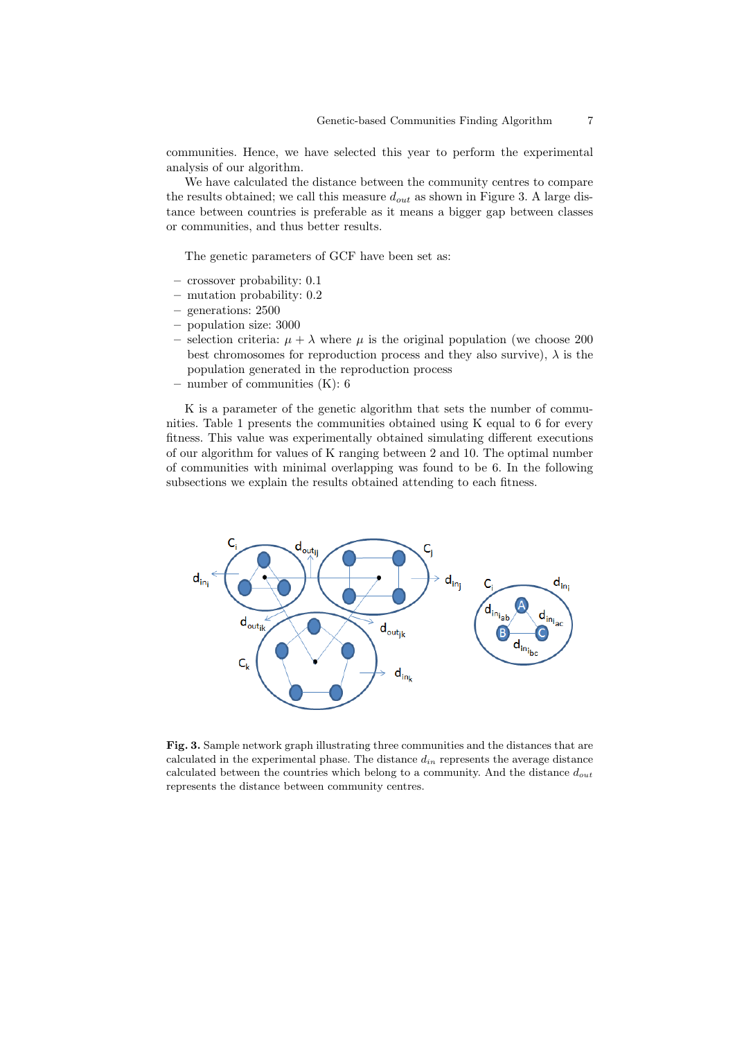communities. Hence, we have selected this year to perform the experimental analysis of our algorithm.

We have calculated the distance between the community centres to compare the results obtained; we call this measure $d_{out}$ as shown in Figure 3. A large distance between countries is preferable as it means a bigger gap between classes or communities, and thus better results.

The genetic parameters of GCF have been set as:

- crossover probability: 0.1
- mutation probability: 0.2
- generations: 2500
- population size: 3000
- selection criteria: $\mu + \lambda$ where $\mu$ is the original population (we choose 200 best chromosomes for reproduction process and they also survive), $\lambda$ is the population generated in the reproduction process
- number of communities (K): 6

K is a parameter of the genetic algorithm that sets the number of communities. Table 1 presents the communities obtained using K equal to 6 for every fitness. This value was experimentally obtained simulating different executions of our algorithm for values of K ranging between 2 and 10. The optimal number of communities with minimal overlapping was found to be 6. In the following subsections we explain the results obtained attending to each fitness.

**Fig. 3.** Sample network graph illustrating three communities and the distances that are calculated in the experimental phase. The distance $d_{in}$ represents the average distance calculated between the countries which belong to a community. And the distance $d_{out}$ represents the distance between community centres.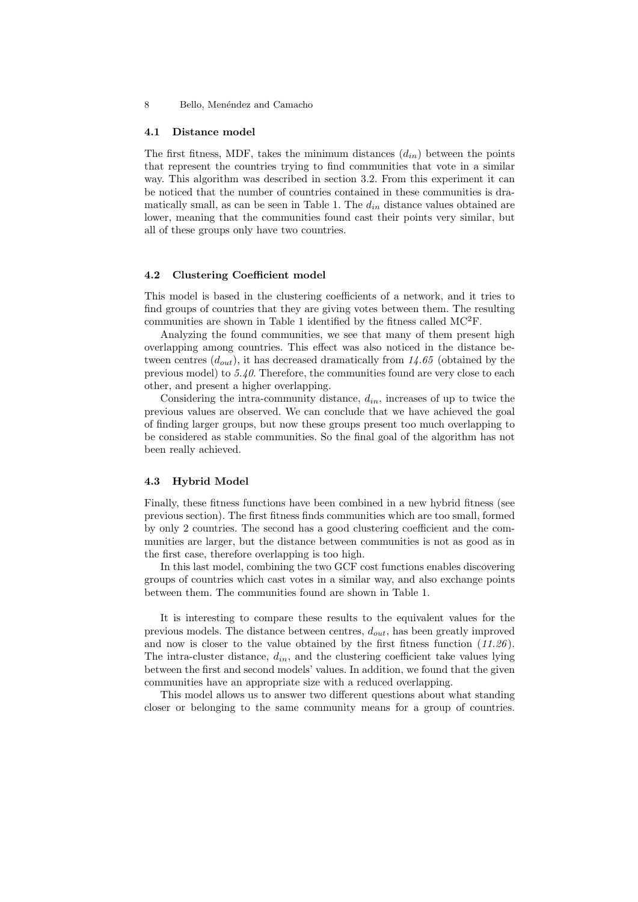### 4.1 Distance model

The first fitness, MDF, takes the minimum distances ($d_{in}$) between the points that represent the countries trying to find communities that vote in a similar way. This algorithm was described in section 3.2. From this experiment it can be noticed that the number of countries contained in these communities is dramatically small, as can be seen in Table 1. The $d_{in}$ distance values obtained are lower, meaning that the communities found cast their points very similar, but all of these groups only have two countries.

### 4.2 Clustering Coefficient model

This model is based in the clustering coefficients of a network, and it tries to find groups of countries that they are giving votes between them. The resulting communities are shown in Table 1 identified by the fitness called $MC^2F$.

Analyzing the found communities, we see that many of them present high overlapping among countries. This effect was also noticed in the distance between centres ($d_{out}$), it has decreased dramatically from *14.65* (obtained by the previous model) to *5.40*. Therefore, the communities found are very close to each other, and present a higher overlapping.

Considering the intra-community distance, $d_{in}$, increases of up to twice the previous values are observed. We can conclude that we have achieved the goal of finding larger groups, but now these groups present too much overlapping to be considered as stable communities. So the final goal of the algorithm has not been really achieved.

### 4.3 Hybrid Model

Finally, these fitness functions have been combined in a new hybrid fitness (see previous section). The first fitness finds communities which are too small, formed by only 2 countries. The second has a good clustering coefficient and the communities are larger, but the distance between communities is not as good as in the first case, therefore overlapping is too high.

In this last model, combining the two GCF cost functions enables discovering groups of countries which cast votes in a similar way, and also exchange points between them. The communities found are shown in Table 1.

It is interesting to compare these results to the equivalent values for the previous models. The distance between centres, $d_{out}$, has been greatly improved and now is closer to the value obtained by the first fitness function (*11.26*). The intra-cluster distance, $d_{in}$, and the clustering coefficient take values lying between the first and second models' values. In addition, we found that the given communities have an appropriate size with a reduced overlapping.

This model allows us to answer two different questions about what standing closer or belonging to the same community means for a group of countries.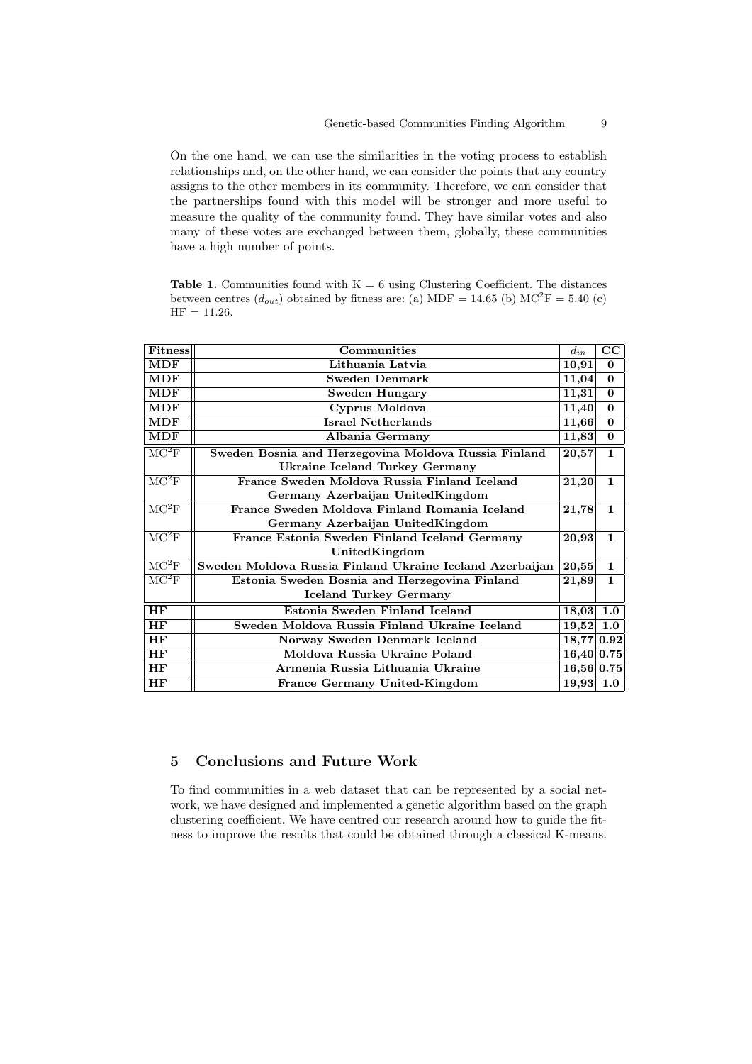On the one hand, we can use the similarities in the voting process to establish relationships and, on the other hand, we can consider the points that any country assigns to the other members in its community. Therefore, we can consider that the partnerships found with this model will be stronger and more useful to measure the quality of the community found. They have similar votes and also many of these votes are exchanged between them, globally, these communities have a high number of points.

**Table 1.** Communities found with K = 6 using Clustering Coefficient. The distances between centres ($d_{out}$) obtained by fitness are: (a) MDF = 14.65 (b) MC$^2$F = 5.40 (c) HF = 11.26.

| Fitness | Communities | $d_{in}$ | CC |
|---|---|---|---|
| **MDF** | **Lithuania Latvia** | **10,91** | **0** |
| **MDF** | **Sweden Denmark** | **11,04** | **0** |
| **MDF** | **Sweden Hungary** | **11,31** | **0** |
| **MDF** | **Cyprus Moldova** | **11,40** | **0** |
| **MDF** | **Israel Netherlands** | **11,66** | **0** |
| **MDF** | **Albania Germany** | **11,83** | **0** |
| MC$^2$F | **Sweden Bosnia and Herzegovina Moldova Russia Finland Ukraine Iceland Turkey Germany** | **20,57** | **1** |
| MC$^2$F | **France Sweden Moldova Russia Finland Iceland Germany Azerbaijan UnitedKingdom** | **21,20** | **1** |
| MC$^2$F | **France Sweden Moldova Finland Romania Iceland Germany Azerbaijan UnitedKingdom** | **21,78** | **1** |
| MC$^2$F | **France Estonia Sweden Finland Iceland Germany UnitedKingdom** | **20,93** | **1** |
| MC$^2$F | **Sweden Moldova Russia Finland Ukraine Iceland Azerbaijan** | **20,55** | **1** |
| MC$^2$F | **Estonia Sweden Bosnia and Herzegovina Finland Iceland Turkey Germany** | **21,89** | **1** |
| **HF** | **Estonia Sweden Finland Iceland** | **18,03** | **1.0** |
| **HF** | **Sweden Moldova Russia Finland Ukraine Iceland** | **19,52** | **1.0** |
| **HF** | **Norway Sweden Denmark Iceland** | **18,77** | **0.92** |
| **HF** | **Moldova Russia Ukraine Poland** | **16,40** | **0.75** |
| **HF** | **Armenia Russia Lithuania Ukraine** | **16,56** | **0.75** |
| **HF** | **France Germany United-Kingdom** | **19,93** | **1.0** |

## 5 Conclusions and Future Work

To find communities in a web dataset that can be represented by a social network, we have designed and implemented a genetic algorithm based on the graph clustering coefficient. We have centred our research around how to guide the fitness to improve the results that could be obtained through a classical K-means.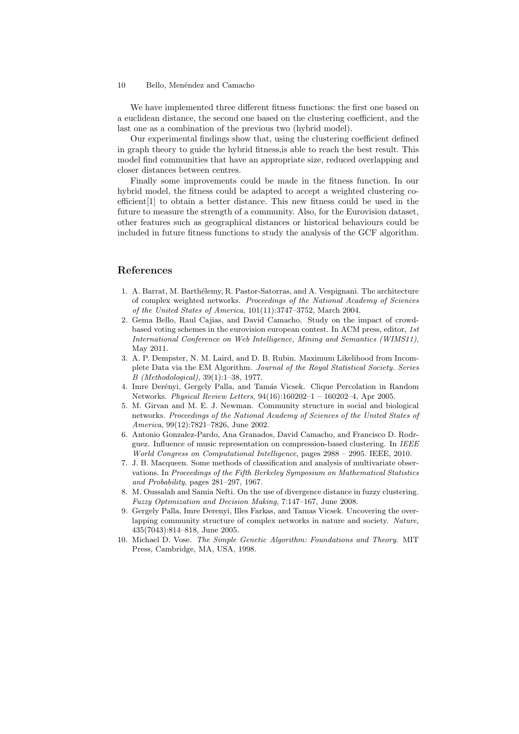We have implemented three different fitness functions: the first one based on a euclidean distance, the second one based on the clustering coefficient, and the last one as a combination of the previous two (hybrid model).

Our experimental findings show that, using the clustering coefficient defined in graph theory to guide the hybrid fitness,is able to reach the best result. This model find communities that have an appropriate size, reduced overlapping and closer distances between centres.

Finally some improvements could be made in the fitness function. In our hybrid model, the fitness could be adapted to accept a weighted clustering coefficient[1] to obtain a better distance. This new fitness could be used in the future to measure the strength of a community. Also, for the Eurovision dataset, other features such as geographical distances or historical behaviours could be included in future fitness functions to study the analysis of the GCF algorithm.

## References

1. A. Barrat, M. Barthélemy, R. Pastor-Satorras, and A. Vespignani. The architecture of complex weighted networks. *Proceedings of the National Academy of Sciences of the United States of America*, 101(11):3747–3752, March 2004.
2. Gema Bello, Raul Cajias, and David Camacho. Study on the impact of crowd-based voting schemes in the eurovision european contest. In ACM press, editor, *1st International Conference on Web Intelligence, Mining and Semantics (WIMS11)*, May 2011.
3. A. P. Dempster, N. M. Laird, and D. B. Rubin. Maximum Likelihood from Incomplete Data via the EM Algorithm. *Journal of the Royal Statistical Society. Series B (Methodological)*, 39(1):1–38, 1977.
4. Imre Derényi, Gergely Palla, and Tamás Vicsek. Clique Percolation in Random Networks. *Physical Review Letters*, 94(16):160202–1 – 160202–4, Apr 2005.
5. M. Girvan and M. E. J. Newman. Community structure in social and biological networks. *Proceedings of the National Academy of Sciences of the United States of America*, 99(12):7821–7826, June 2002.
6. Antonio Gonzalez-Pardo, Ana Granados, David Camacho, and Francisco D. Rodrguez. Influence of music representation on compression-based clustering. In *IEEE World Congress on Computational Intelligence*, pages 2988 – 2995. IEEE, 2010.
7. J. B. Macqueen. Some methods of classification and analysis of multivariate observations. In *Proceedings of the Fifth Berkeley Symposium on Mathematical Statistics and Probability*, pages 281–297, 1967.
8. M. Oussalah and Samia Nefti. On the use of divergence distance in fuzzy clustering. *Fuzzy Optimization and Decision Making*, 7:147–167, June 2008.
9. Gergely Palla, Imre Derenyi, Illes Farkas, and Tamas Vicsek. Uncovering the overlapping community structure of complex networks in nature and society. *Nature*, 435(7043):814–818, June 2005.
10. Michael D. Vose. *The Simple Genetic Algorithm: Foundations and Theory*. MIT Press, Cambridge, MA, USA, 1998.